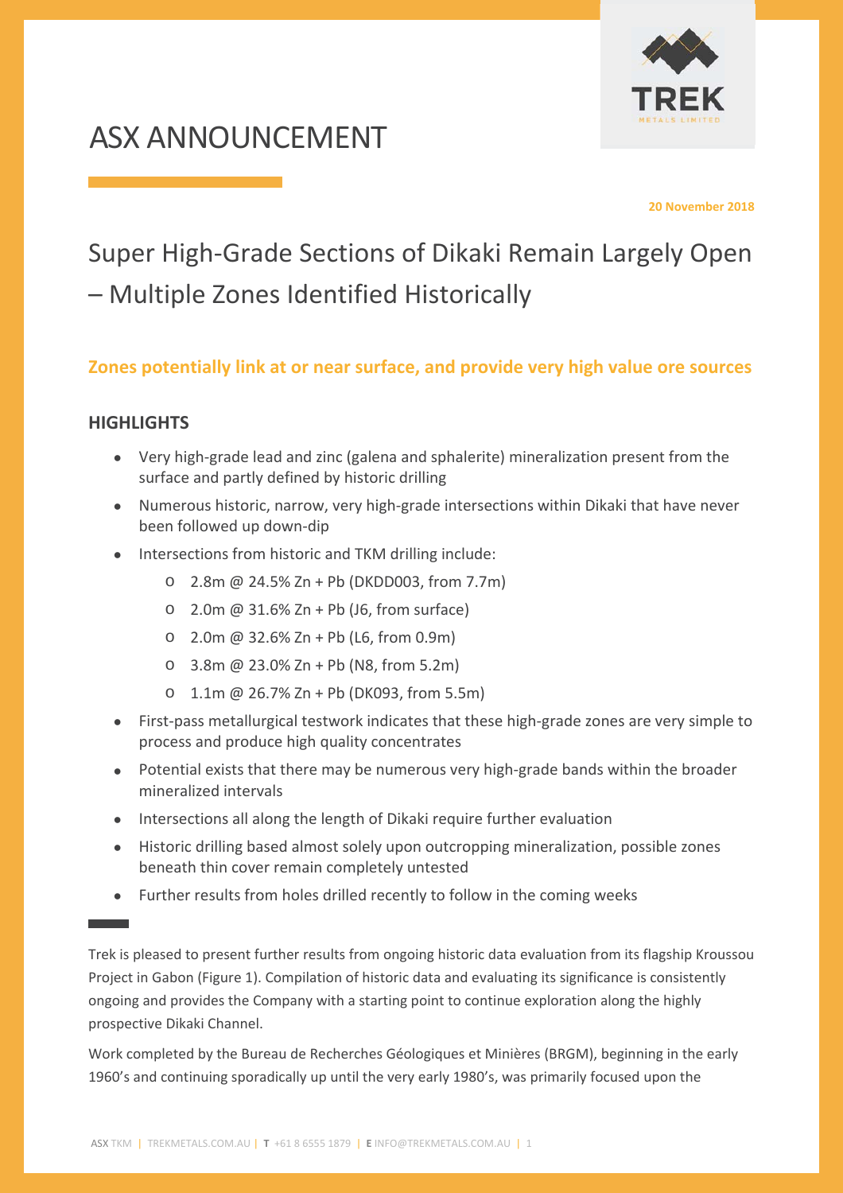# ASX ANNOUNCEMENT

**20 November 2018**

## Super High-Grade Sections of Dikaki Remain Largely Open – Multiple Zones Identified Historically

### Zones potentially link at or near surface, and provide very high value ore sources

### HIGHLIGHTS

- Very high-grade lead and zinc (galena and sphalerite) mineralization present from the surface and partly defined by historic drilling
- Numerous historic, narrow, very high-grade intersections within Dikaki that have never been followed up down-dip
- Intersections from historic and TKM drilling include:
  - 2.8m @ 24.5% Zn + Pb (DKDD003, from 7.7m)
  - 2.0m @ 31.6% Zn + Pb (J6, from surface)
  - 2.0m @ 32.6% Zn + Pb (L6, from 0.9m)
  - 3.8m @ 23.0% Zn + Pb (N8, from 5.2m)
  - 1.1m @ 26.7% Zn + Pb (DK093, from 5.5m)
- First-pass metallurgical testwork indicates that these high-grade zones are very simple to process and produce high quality concentrates
- Potential exists that there may be numerous very high-grade bands within the broader mineralized intervals
- Intersections all along the length of Dikaki require further evaluation
- Historic drilling based almost solely upon outcropping mineralization, possible zones beneath thin cover remain completely untested
- Further results from holes drilled recently to follow in the coming weeks

Trek is pleased to present further results from ongoing historic data evaluation from its flagship Kroussou Project in Gabon (Figure 1). Compilation of historic data and evaluating its significance is consistently ongoing and provides the Company with a starting point to continue exploration along the highly prospective Dikaki Channel.

Work completed by the Bureau de Recherches Géologiques et Minières (BRGM), beginning in the early 1960's and continuing sporadically up until the very early 1980's, was primarily focused upon the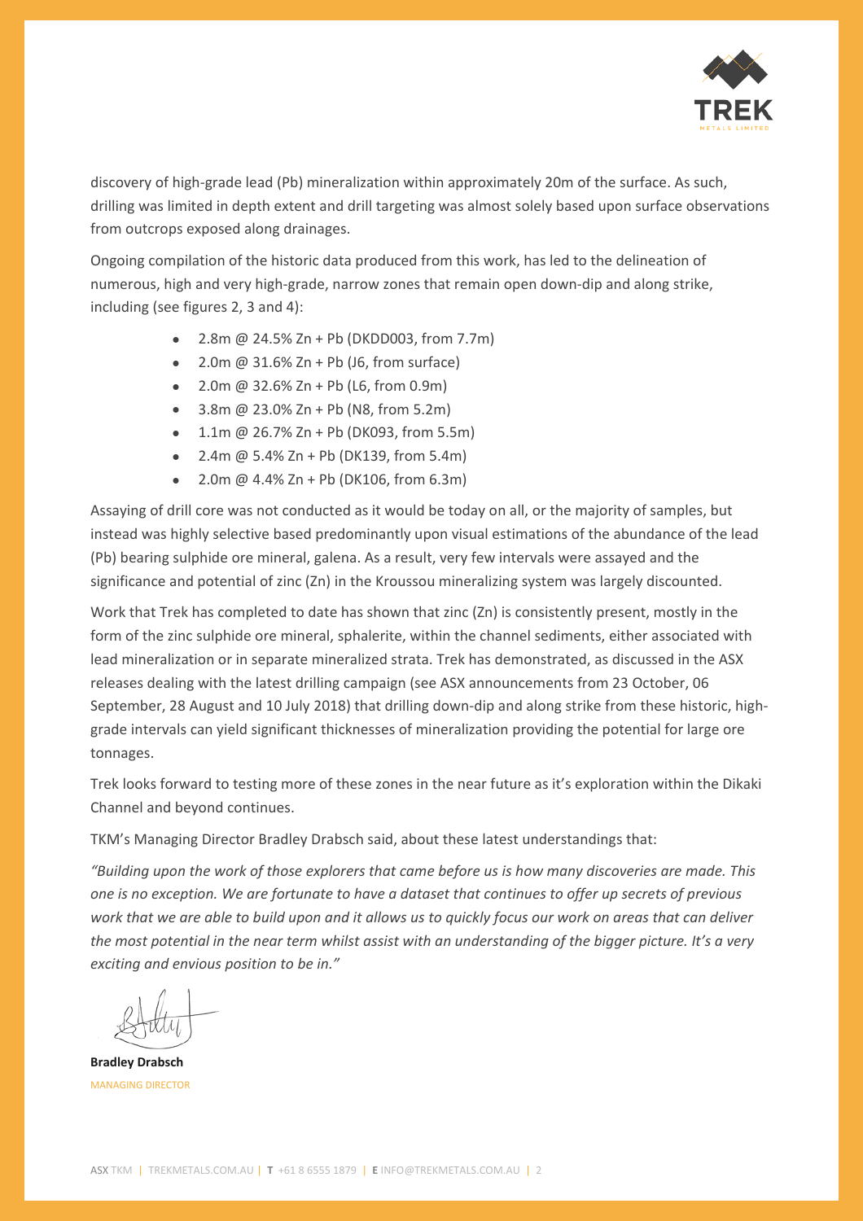discovery of high-grade lead (Pb) mineralization within approximately 20m of the surface. As such, drilling was limited in depth extent and drill targeting was almost solely based upon surface observations from outcrops exposed along drainages.

Ongoing compilation of the historic data produced from this work, has led to the delineation of numerous, high and very high-grade, narrow zones that remain open down-dip and along strike, including (see figures 2, 3 and 4):

- 2.8m @ 24.5% Zn + Pb (DKDD003, from 7.7m)
- 2.0m @ 31.6% Zn + Pb (J6, from surface)
- 2.0m @ 32.6% Zn + Pb (L6, from 0.9m)
- 3.8m @ 23.0% Zn + Pb (N8, from 5.2m)
- 1.1m @ 26.7% Zn + Pb (DK093, from 5.5m)
- 2.4m @ 5.4% Zn + Pb (DK139, from 5.4m)
- 2.0m @ 4.4% Zn + Pb (DK106, from 6.3m)

Assaying of drill core was not conducted as it would be today on all, or the majority of samples, but instead was highly selective based predominantly upon visual estimations of the abundance of the lead (Pb) bearing sulphide ore mineral, galena. As a result, very few intervals were assayed and the significance and potential of zinc (Zn) in the Kroussou mineralizing system was largely discounted.

Work that Trek has completed to date has shown that zinc (Zn) is consistently present, mostly in the form of the zinc sulphide ore mineral, sphalerite, within the channel sediments, either associated with lead mineralization or in separate mineralized strata. Trek has demonstrated, as discussed in the ASX releases dealing with the latest drilling campaign (see ASX announcements from 23 October, 06 September, 28 August and 10 July 2018) that drilling down-dip and along strike from these historic, high-grade intervals can yield significant thicknesses of mineralization providing the potential for large ore tonnages.

Trek looks forward to testing more of these zones in the near future as it's exploration within the Dikaki Channel and beyond continues.

TKM's Managing Director Bradley Drabsch said, about these latest understandings that:

*"Building upon the work of those explorers that came before us is how many discoveries are made. This one is no exception. We are fortunate to have a dataset that continues to offer up secrets of previous work that we are able to build upon and it allows us to quickly focus our work on areas that can deliver the most potential in the near term whilst assist with an understanding of the bigger picture. It's a very exciting and envious position to be in."*

**Bradley Drabsch**
MANAGING DIRECTOR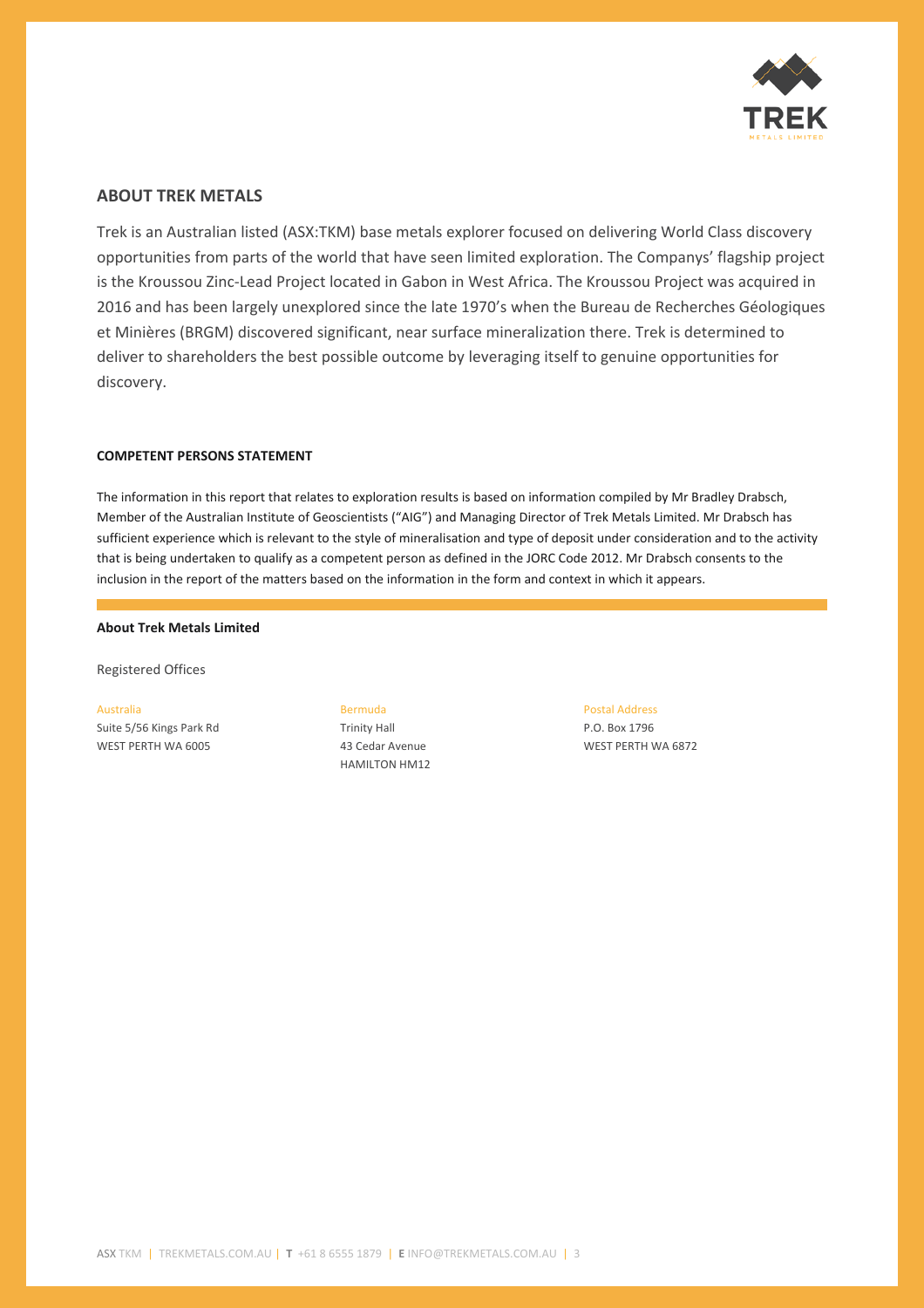## ABOUT TREK METALS

Trek is an Australian listed (ASX:TKM) base metals explorer focused on delivering World Class discovery opportunities from parts of the world that have seen limited exploration. The Companys' flagship project is the Kroussou Zinc-Lead Project located in Gabon in West Africa. The Kroussou Project was acquired in 2016 and has been largely unexplored since the late 1970's when the Bureau de Recherches Géologiques et Minières (BRGM) discovered significant, near surface mineralization there. Trek is determined to deliver to shareholders the best possible outcome by leveraging itself to genuine opportunities for discovery.

**COMPETENT PERSONS STATEMENT**

The information in this report that relates to exploration results is based on information compiled by Mr Bradley Drabsch, Member of the Australian Institute of Geoscientists ("AIG") and Managing Director of Trek Metals Limited. Mr Drabsch has sufficient experience which is relevant to the style of mineralisation and type of deposit under consideration and to the activity that is being undertaken to qualify as a competent person as defined in the JORC Code 2012. Mr Drabsch consents to the inclusion in the report of the matters based on the information in the form and context in which it appears.

**About Trek Metals Limited**

Registered Offices

Australia
Suite 5/56 Kings Park Rd
WEST PERTH WA 6005

Bermuda
Trinity Hall
43 Cedar Avenue
HAMILTON HM12

Postal Address
P.O. Box 1796
WEST PERTH WA 6872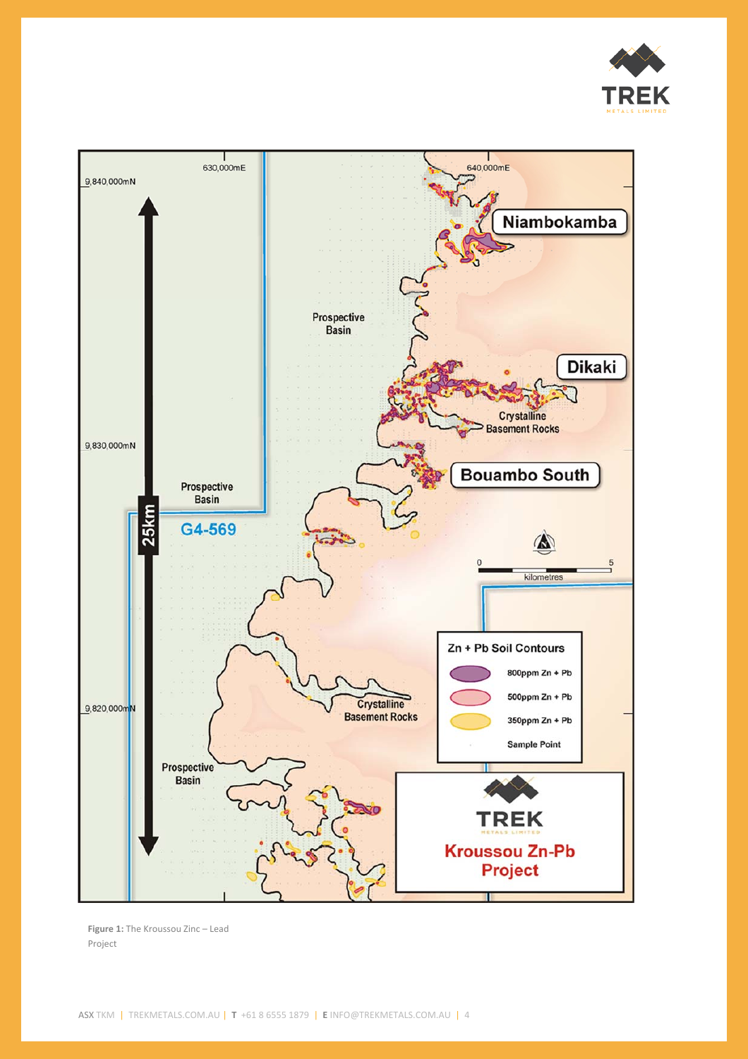Figure 1: The Kroussou Zinc – Lead Project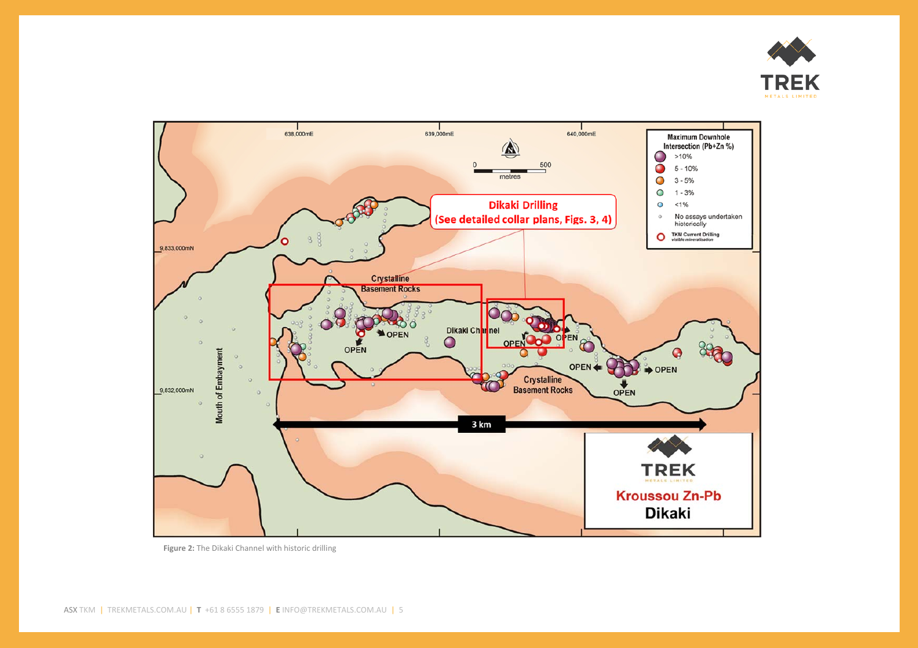Figure 2: The Dikaki Channel with historic drilling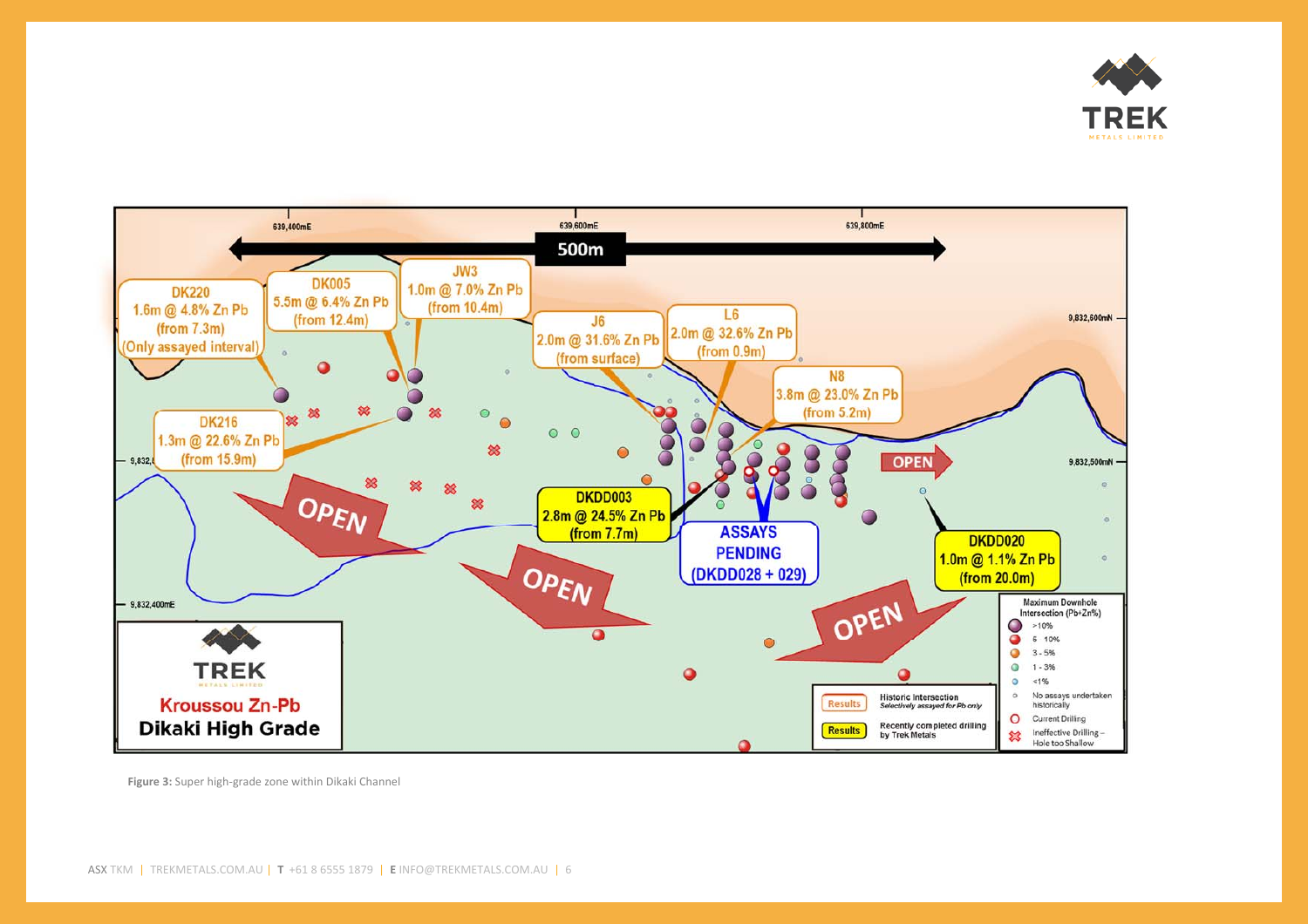**Kroussou Zn-Pb**

**Dikaki High Grade**

500m

639,400mE | 639,600mE | 639,800mE

9,832,600mN | 9,832,500mN | 9,832,400mE

**DK220**
1.6m @ 4.8% Zn Pb
(from 7.3m)
(Only assayed interval)

**DK005**
5.5m @ 6.4% Zn Pb
(from 12.4m)

**JW3**
1.0m @ 7.0% Zn Pb
(from 10.4m)

**J6**
2.0m @ 31.6% Zn Pb
(from surface)

**L6**
2.0m @ 32.6% Zn Pb
(from 0.9m)

**N8**
3.8m @ 23.0% Zn Pb
(from 5.2m)

**DK216**
1.3m @ 22.6% Zn Pb
(from 15.9m)

**DKDD003**
2.8m @ 24.5% Zn Pb
(from 7.7m)

**ASSAYS PENDING**
(DKDD028 + 029)

**DKDD020**
1.0m @ 1.1% Zn Pb
(from 20.0m)

OPEN | OPEN | OPEN | OPEN

**Maximum Downhole Intersection (Pb+Zn%)**
- >10%
- 6 - 10%
- 3 - 5%
- 1 - 3%
- <1%
- No assays undertaken historically
- Current Drilling
- Ineffective Drilling – Hole too Shallow

Results – Historic Intersection *Selectively assayed for Pb only*

Results – Recently completed drilling by Trek Metals

**Figure 3:** Super high-grade zone within Dikaki Channel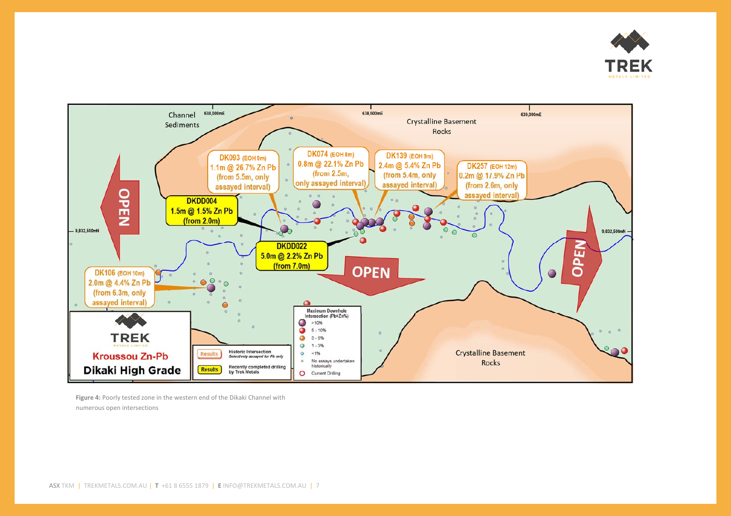Channel Sediments

638,000mE

638,500mE

639,000mE

Crystalline Basement Rocks

DK093 (EOH 9m) 1.1m @ 26.7% Zn Pb (from 5.5m, only assayed interval)

DK074 (EOH 8m) 0.8m @ 22.1% Zn Pb (from 2.5m, only assayed interval)

DK139 (EOH 9m) 2.4m @ 5.4% Zn Pb (from 5.4m, only assayed interval)

DK257 (EOH 12m) 0.2m @ 17.9% Zn Pb (from 2.6m, only assayed interval)

OPEN

DKDD004 1.5m @ 1.5% Zn Pb (from 2.0m)

9,832,500mN

DKDD022 5.0m @ 2.2% Zn Pb (from 7.0m)

OPEN

OPEN

9,832,500mN

DK106 (EOH 10m) 2.0m @ 4.4% Zn Pb (from 6.3m, only assayed interval)

TREK METALS LIMITED

Kroussou Zn-Pb

Dikaki High Grade

Results — Historic Intersection *Selectively assayed for Pb only*

Results — Recently completed drilling by Trek Metals

Maximum Downhole Intersection (Pb+Zn%)

- >10%
- 5 - 10%
- 3 - 5%
- 1 - 3%
- <1%
- No assays undertaken historically
- Current Drilling

Crystalline Basement Rocks

**Figure 4:** Poorly tested zone in the western end of the Dikaki Channel with numerous open intersections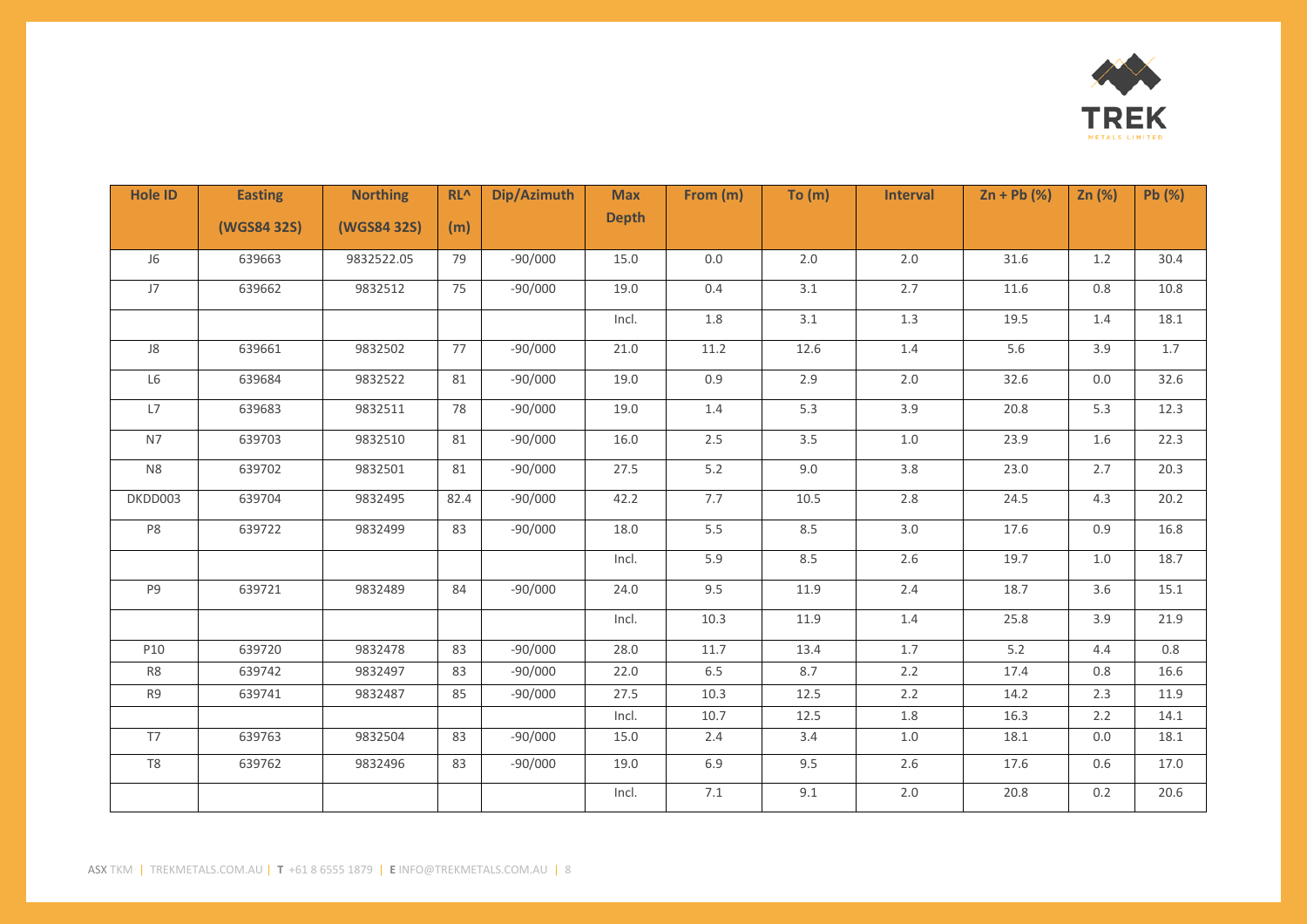| Hole ID | Easting (WGS84 32S) | Northing (WGS84 32S) | RL^ (m) | Dip/Azimuth | Max Depth | From (m) | To (m) | Interval | Zn + Pb (%) | Zn (%) | Pb (%) |
|---|---|---|---|---|---|---|---|---|---|---|---|
| J6 | 639663 | 9832522.05 | 79 | -90/000 | 15.0 | 0.0 | 2.0 | 2.0 | 31.6 | 1.2 | 30.4 |
| J7 | 639662 | 9832512 | 75 | -90/000 | 19.0 | 0.4 | 3.1 | 2.7 | 11.6 | 0.8 | 10.8 |
| | | | | | Incl. | 1.8 | 3.1 | 1.3 | 19.5 | 1.4 | 18.1 |
| J8 | 639661 | 9832502 | 77 | -90/000 | 21.0 | 11.2 | 12.6 | 1.4 | 5.6 | 3.9 | 1.7 |
| L6 | 639684 | 9832522 | 81 | -90/000 | 19.0 | 0.9 | 2.9 | 2.0 | 32.6 | 0.0 | 32.6 |
| L7 | 639683 | 9832511 | 78 | -90/000 | 19.0 | 1.4 | 5.3 | 3.9 | 20.8 | 5.3 | 12.3 |
| N7 | 639703 | 9832510 | 81 | -90/000 | 16.0 | 2.5 | 3.5 | 1.0 | 23.9 | 1.6 | 22.3 |
| N8 | 639702 | 9832501 | 81 | -90/000 | 27.5 | 5.2 | 9.0 | 3.8 | 23.0 | 2.7 | 20.3 |
| DKDD003 | 639704 | 9832495 | 82.4 | -90/000 | 42.2 | 7.7 | 10.5 | 2.8 | 24.5 | 4.3 | 20.2 |
| P8 | 639722 | 9832499 | 83 | -90/000 | 18.0 | 5.5 | 8.5 | 3.0 | 17.6 | 0.9 | 16.8 |
| | | | | | Incl. | 5.9 | 8.5 | 2.6 | 19.7 | 1.0 | 18.7 |
| P9 | 639721 | 9832489 | 84 | -90/000 | 24.0 | 9.5 | 11.9 | 2.4 | 18.7 | 3.6 | 15.1 |
| | | | | | Incl. | 10.3 | 11.9 | 1.4 | 25.8 | 3.9 | 21.9 |
| P10 | 639720 | 9832478 | 83 | -90/000 | 28.0 | 11.7 | 13.4 | 1.7 | 5.2 | 4.4 | 0.8 |
| R8 | 639742 | 9832497 | 83 | -90/000 | 22.0 | 6.5 | 8.7 | 2.2 | 17.4 | 0.8 | 16.6 |
| R9 | 639741 | 9832487 | 85 | -90/000 | 27.5 | 10.3 | 12.5 | 2.2 | 14.2 | 2.3 | 11.9 |
| | | | | | Incl. | 10.7 | 12.5 | 1.8 | 16.3 | 2.2 | 14.1 |
| T7 | 639763 | 9832504 | 83 | -90/000 | 15.0 | 2.4 | 3.4 | 1.0 | 18.1 | 0.0 | 18.1 |
| T8 | 639762 | 9832496 | 83 | -90/000 | 19.0 | 6.9 | 9.5 | 2.6 | 17.6 | 0.6 | 17.0 |
| | | | | | Incl. | 7.1 | 9.1 | 2.0 | 20.8 | 0.2 | 20.6 |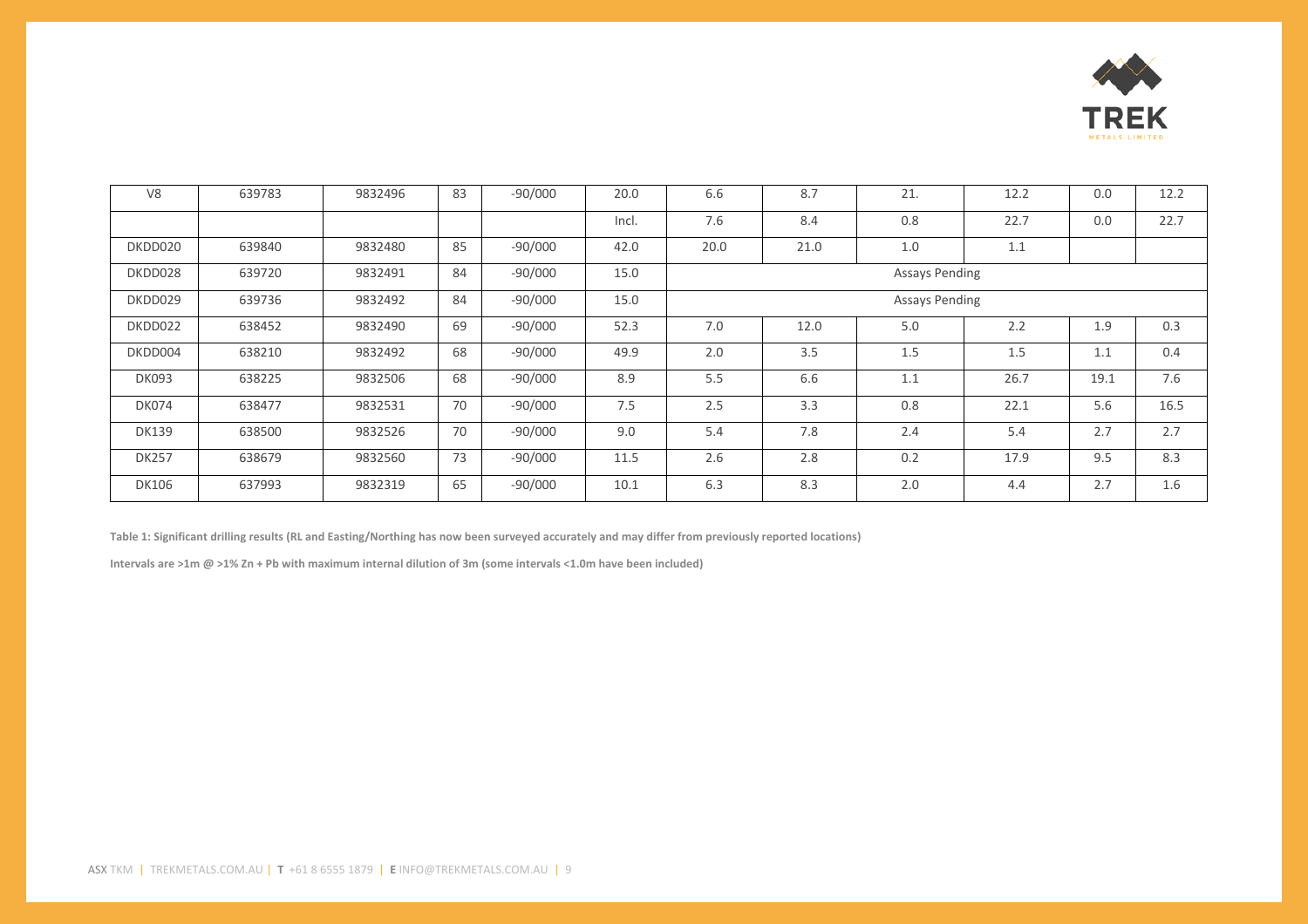| V8 | 639783 | 9832496 | 83 | -90/000 | 20.0 | 6.6 | 8.7 | 21. | 12.2 | 0.0 | 12.2 |
|---|---|---|---|---|---|---|---|---|---|---|---|
| | | | | | Incl. | 7.6 | 8.4 | 0.8 | 22.7 | 0.0 | 22.7 |
| DKDD020 | 639840 | 9832480 | 85 | -90/000 | 42.0 | 20.0 | 21.0 | 1.0 | 1.1 | | |
| DKDD028 | 639720 | 9832491 | 84 | -90/000 | 15.0 | Assays Pending | | | | | |
| DKDD029 | 639736 | 9832492 | 84 | -90/000 | 15.0 | Assays Pending | | | | | |
| DKDD022 | 638452 | 9832490 | 69 | -90/000 | 52.3 | 7.0 | 12.0 | 5.0 | 2.2 | 1.9 | 0.3 |
| DKDD004 | 638210 | 9832492 | 68 | -90/000 | 49.9 | 2.0 | 3.5 | 1.5 | 1.5 | 1.1 | 0.4 |
| DK093 | 638225 | 9832506 | 68 | -90/000 | 8.9 | 5.5 | 6.6 | 1.1 | 26.7 | 19.1 | 7.6 |
| DK074 | 638477 | 9832531 | 70 | -90/000 | 7.5 | 2.5 | 3.3 | 0.8 | 22.1 | 5.6 | 16.5 |
| DK139 | 638500 | 9832526 | 70 | -90/000 | 9.0 | 5.4 | 7.8 | 2.4 | 5.4 | 2.7 | 2.7 |
| DK257 | 638679 | 9832560 | 73 | -90/000 | 11.5 | 2.6 | 2.8 | 0.2 | 17.9 | 9.5 | 8.3 |
| DK106 | 637993 | 9832319 | 65 | -90/000 | 10.1 | 6.3 | 8.3 | 2.0 | 4.4 | 2.7 | 1.6 |

**Table 1: Significant drilling results (RL and Easting/Northing has now been surveyed accurately and may differ from previously reported locations)**

**Intervals are >1m @ >1% Zn + Pb with maximum internal dilution of 3m (some intervals <1.0m have been included)**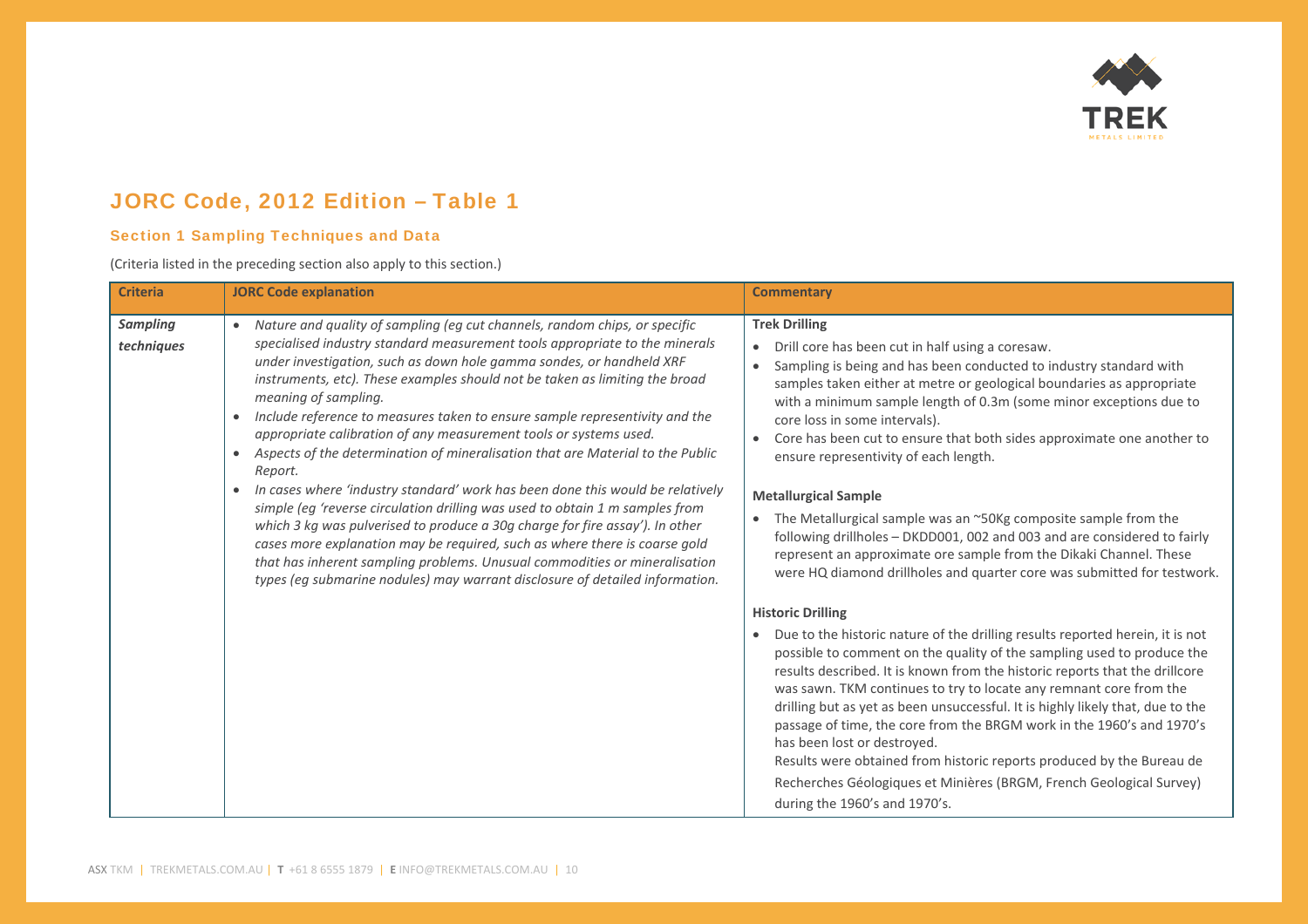# JORC Code, 2012 Edition – Table 1

## Section 1 Sampling Techniques and Data

(Criteria listed in the preceding section also apply to this section.)

| Criteria | JORC Code explanation | Commentary |
|---|---|---|
| *Sampling techniques* | • *Nature and quality of sampling (eg cut channels, random chips, or specific specialised industry standard measurement tools appropriate to the minerals under investigation, such as down hole gamma sondes, or handheld XRF instruments, etc). These examples should not be taken as limiting the broad meaning of sampling.*<br>• *Include reference to measures taken to ensure sample representivity and the appropriate calibration of any measurement tools or systems used.*<br>• *Aspects of the determination of mineralisation that are Material to the Public Report.*<br>• *In cases where 'industry standard' work has been done this would be relatively simple (eg 'reverse circulation drilling was used to obtain 1 m samples from which 3 kg was pulverised to produce a 30g charge for fire assay'). In other cases more explanation may be required, such as where there is coarse gold that has inherent sampling problems. Unusual commodities or mineralisation types (eg submarine nodules) may warrant disclosure of detailed information.* | **Trek Drilling**<br>• Drill core has been cut in half using a coresaw.<br>• Sampling is being and has been conducted to industry standard with samples taken either at metre or geological boundaries as appropriate with a minimum sample length of 0.3m (some minor exceptions due to core loss in some intervals).<br>• Core has been cut to ensure that both sides approximate one another to ensure representivity of each length.<br><br>**Metallurgical Sample**<br>• The Metallurgical sample was an ~50Kg composite sample from the following drillholes – DKDD001, 002 and 003 and are considered to fairly represent an approximate ore sample from the Dikaki Channel. These were HQ diamond drillholes and quarter core was submitted for testwork.<br><br>**Historic Drilling**<br>• Due to the historic nature of the drilling results reported herein, it is not possible to comment on the quality of the sampling used to produce the results described. It is known from the historic reports that the drillcore was sawn. TKM continues to try to locate any remnant core from the drilling but as yet as been unsuccessful. It is highly likely that, due to the passage of time, the core from the BRGM work in the 1960's and 1970's has been lost or destroyed.<br>Results were obtained from historic reports produced by the Bureau de Recherches Géologiques et Minières (BRGM, French Geological Survey) during the 1960's and 1970's. |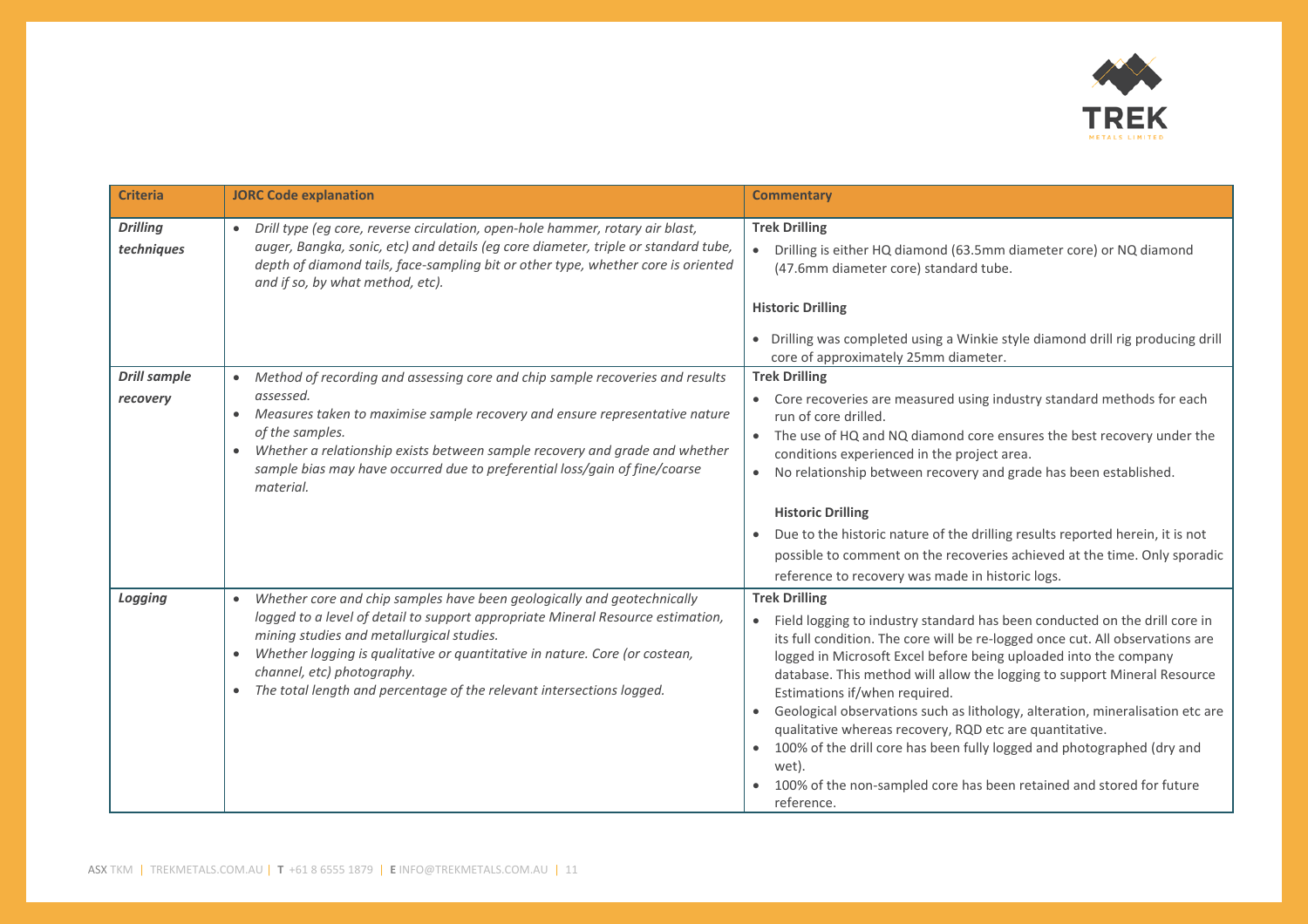| Criteria | JORC Code explanation | Commentary |
|---|---|---|
| ***Drilling techniques*** | • *Drill type (eg core, reverse circulation, open-hole hammer, rotary air blast, auger, Bangka, sonic, etc) and details (eg core diameter, triple or standard tube, depth of diamond tails, face-sampling bit or other type, whether core is oriented and if so, by what method, etc).* | **Trek Drilling**<br>• Drilling is either HQ diamond (63.5mm diameter core) or NQ diamond (47.6mm diameter core) standard tube.<br><br>**Historic Drilling**<br>• Drilling was completed using a Winkie style diamond drill rig producing drill core of approximately 25mm diameter. |
| ***Drill sample recovery*** | • *Method of recording and assessing core and chip sample recoveries and results assessed.*<br>• *Measures taken to maximise sample recovery and ensure representative nature of the samples.*<br>• *Whether a relationship exists between sample recovery and grade and whether sample bias may have occurred due to preferential loss/gain of fine/coarse material.* | **Trek Drilling**<br>• Core recoveries are measured using industry standard methods for each run of core drilled.<br>• The use of HQ and NQ diamond core ensures the best recovery under the conditions experienced in the project area.<br>• No relationship between recovery and grade has been established.<br><br>**Historic Drilling**<br>• Due to the historic nature of the drilling results reported herein, it is not possible to comment on the recoveries achieved at the time. Only sporadic reference to recovery was made in historic logs. |
| ***Logging*** | • *Whether core and chip samples have been geologically and geotechnically logged to a level of detail to support appropriate Mineral Resource estimation, mining studies and metallurgical studies.*<br>• *Whether logging is qualitative or quantitative in nature. Core (or costean, channel, etc) photography.*<br>• *The total length and percentage of the relevant intersections logged.* | **Trek Drilling**<br>• Field logging to industry standard has been conducted on the drill core in its full condition. The core will be re-logged once cut. All observations are logged in Microsoft Excel before being uploaded into the company database. This method will allow the logging to support Mineral Resource Estimations if/when required.<br>• Geological observations such as lithology, alteration, mineralisation etc are qualitative whereas recovery, RQD etc are quantitative.<br>• 100% of the drill core has been fully logged and photographed (dry and wet).<br>• 100% of the non-sampled core has been retained and stored for future reference. |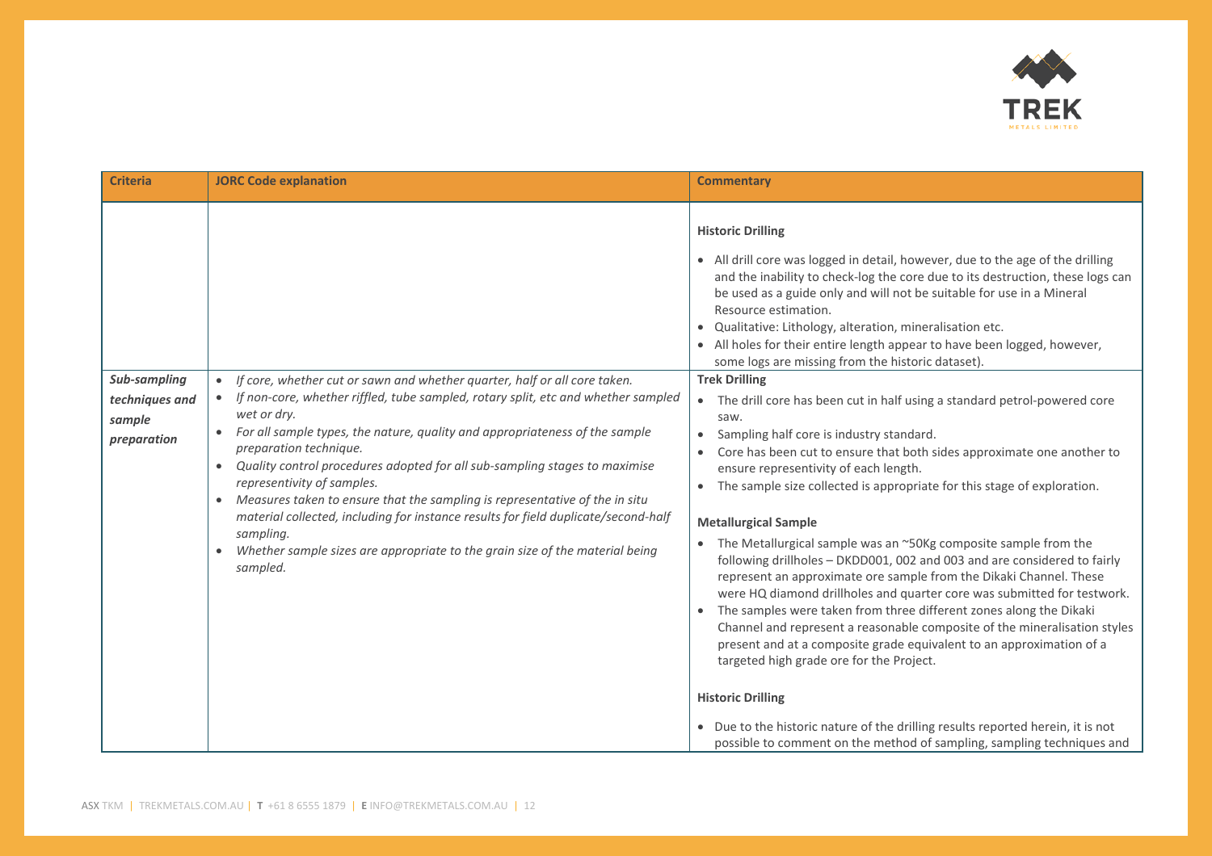| Criteria | JORC Code explanation | Commentary |
|---|---|---|
| | | **Historic Drilling**<br><br>• All drill core was logged in detail, however, due to the age of the drilling and the inability to check-log the core due to its destruction, these logs can be used as a guide only and will not be suitable for use in a Mineral Resource estimation.<br>• Qualitative: Lithology, alteration, mineralisation etc.<br>• All holes for their entire length appear to have been logged, however, some logs are missing from the historic dataset). |
| ***Sub-sampling techniques and sample preparation*** | • *If core, whether cut or sawn and whether quarter, half or all core taken.*<br>• *If non-core, whether riffled, tube sampled, rotary split, etc and whether sampled wet or dry.*<br>• *For all sample types, the nature, quality and appropriateness of the sample preparation technique.*<br>• *Quality control procedures adopted for all sub-sampling stages to maximise representivity of samples.*<br>• *Measures taken to ensure that the sampling is representative of the in situ material collected, including for instance results for field duplicate/second-half sampling.*<br>• *Whether sample sizes are appropriate to the grain size of the material being sampled.* | **Trek Drilling**<br><br>• The drill core has been cut in half using a standard petrol-powered core saw.<br>• Sampling half core is industry standard.<br>• Core has been cut to ensure that both sides approximate one another to ensure representivity of each length.<br>• The sample size collected is appropriate for this stage of exploration.<br><br>**Metallurgical Sample**<br><br>• The Metallurgical sample was an ~50Kg composite sample from the following drillholes – DKDD001, 002 and 003 and are considered to fairly represent an approximate ore sample from the Dikaki Channel. These were HQ diamond drillholes and quarter core was submitted for testwork.<br>• The samples were taken from three different zones along the Dikaki Channel and represent a reasonable composite of the mineralisation styles present and at a composite grade equivalent to an approximation of a targeted high grade ore for the Project.<br><br>**Historic Drilling**<br><br>• Due to the historic nature of the drilling results reported herein, it is not possible to comment on the method of sampling, sampling techniques and |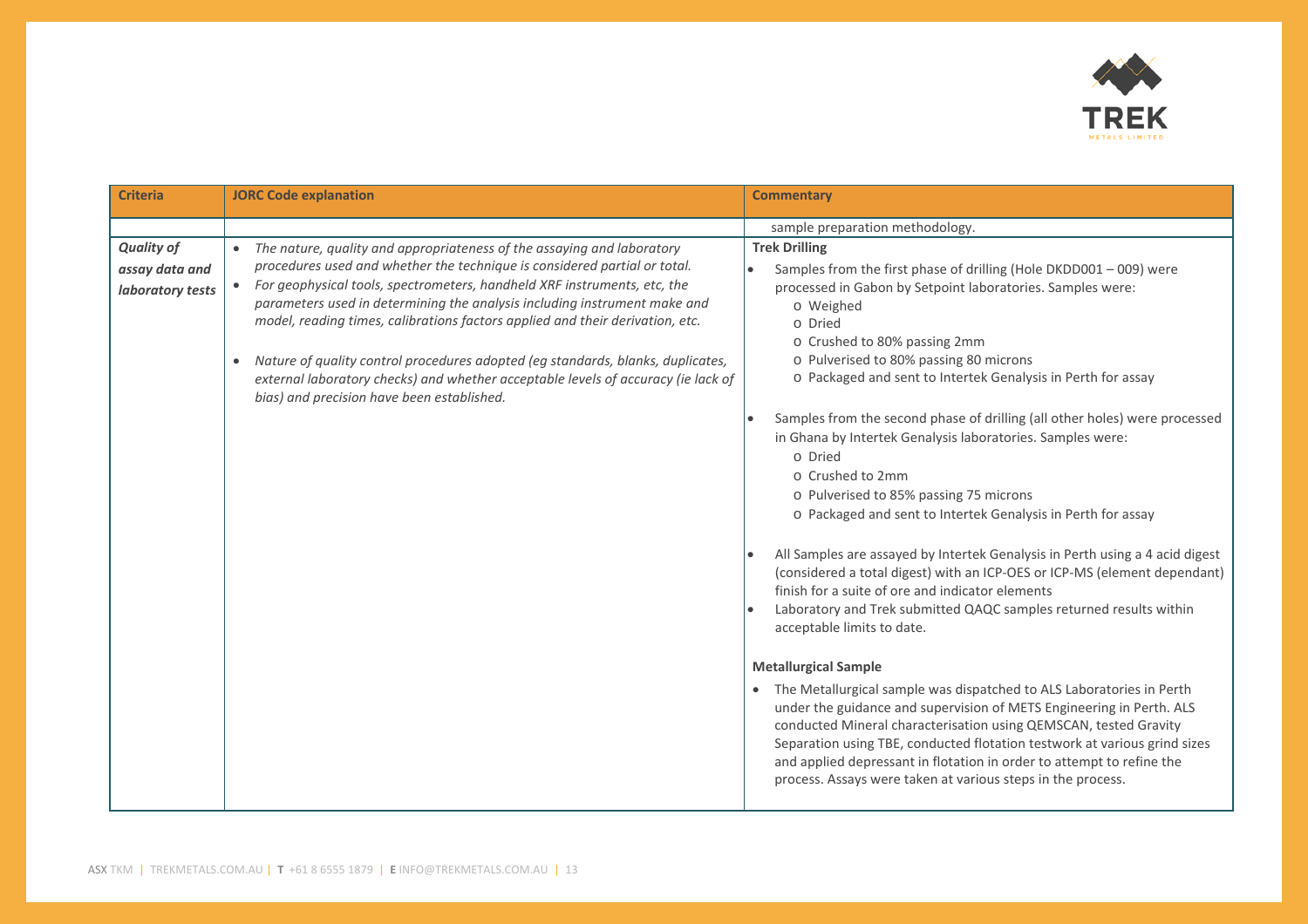| Criteria | JORC Code explanation | Commentary |
|---|---|---|
| | | sample preparation methodology. |
| ***Quality of assay data and laboratory tests*** | • *The nature, quality and appropriateness of the assaying and laboratory procedures used and whether the technique is considered partial or total.*<br>• *For geophysical tools, spectrometers, handheld XRF instruments, etc, the parameters used in determining the analysis including instrument make and model, reading times, calibrations factors applied and their derivation, etc.*<br>• *Nature of quality control procedures adopted (eg standards, blanks, duplicates, external laboratory checks) and whether acceptable levels of accuracy (ie lack of bias) and precision have been established.* | **Trek Drilling**<br>• Samples from the first phase of drilling (Hole DKDD001 – 009) were processed in Gabon by Setpoint laboratories. Samples were:<br>o Weighed<br>o Dried<br>o Crushed to 80% passing 2mm<br>o Pulverised to 80% passing 80 microns<br>o Packaged and sent to Intertek Genalysis in Perth for assay<br>• Samples from the second phase of drilling (all other holes) were processed in Ghana by Intertek Genalysis laboratories. Samples were:<br>o Dried<br>o Crushed to 2mm<br>o Pulverised to 85% passing 75 microns<br>o Packaged and sent to Intertek Genalysis in Perth for assay<br>• All Samples are assayed by Intertek Genalysis in Perth using a 4 acid digest (considered a total digest) with an ICP-OES or ICP-MS (element dependant) finish for a suite of ore and indicator elements<br>• Laboratory and Trek submitted QAQC samples returned results within acceptable limits to date.<br><br>**Metallurgical Sample**<br>• The Metallurgical sample was dispatched to ALS Laboratories in Perth under the guidance and supervision of METS Engineering in Perth. ALS conducted Mineral characterisation using QEMSCAN, tested Gravity Separation using TBE, conducted flotation testwork at various grind sizes and applied depressant in flotation in order to attempt to refine the process. Assays were taken at various steps in the process. |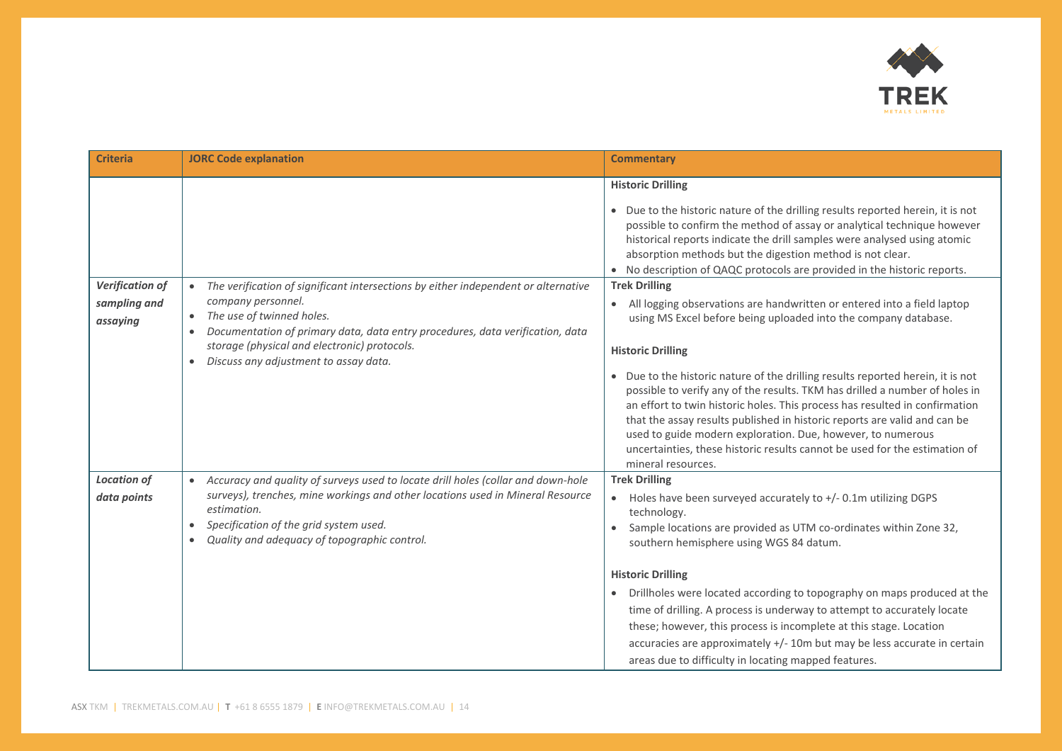| Criteria | JORC Code explanation | Commentary |
|---|---|---|
| | | **Historic Drilling**<br><br>• Due to the historic nature of the drilling results reported herein, it is not possible to confirm the method of assay or analytical technique however historical reports indicate the drill samples were analysed using atomic absorption methods but the digestion method is not clear.<br>• No description of QAQC protocols are provided in the historic reports. |
| ***Verification of sampling and assaying*** | • *The verification of significant intersections by either independent or alternative company personnel.*<br>• *The use of twinned holes.*<br>• *Documentation of primary data, data entry procedures, data verification, data storage (physical and electronic) protocols.*<br>• *Discuss any adjustment to assay data.* | **Trek Drilling**<br>• All logging observations are handwritten or entered into a field laptop using MS Excel before being uploaded into the company database.<br><br>**Historic Drilling**<br><br>• Due to the historic nature of the drilling results reported herein, it is not possible to verify any of the results. TKM has drilled a number of holes in an effort to twin historic holes. This process has resulted in confirmation that the assay results published in historic reports are valid and can be used to guide modern exploration. Due, however, to numerous uncertainties, these historic results cannot be used for the estimation of mineral resources. |
| ***Location of data points*** | • *Accuracy and quality of surveys used to locate drill holes (collar and down-hole surveys), trenches, mine workings and other locations used in Mineral Resource estimation.*<br>• *Specification of the grid system used.*<br>• *Quality and adequacy of topographic control.* | **Trek Drilling**<br>• Holes have been surveyed accurately to +/- 0.1m utilizing DGPS technology.<br>• Sample locations are provided as UTM co-ordinates within Zone 32, southern hemisphere using WGS 84 datum.<br><br>**Historic Drilling**<br>• Drillholes were located according to topography on maps produced at the time of drilling. A process is underway to attempt to accurately locate these; however, this process is incomplete at this stage. Location accuracies are approximately +/- 10m but may be less accurate in certain areas due to difficulty in locating mapped features. |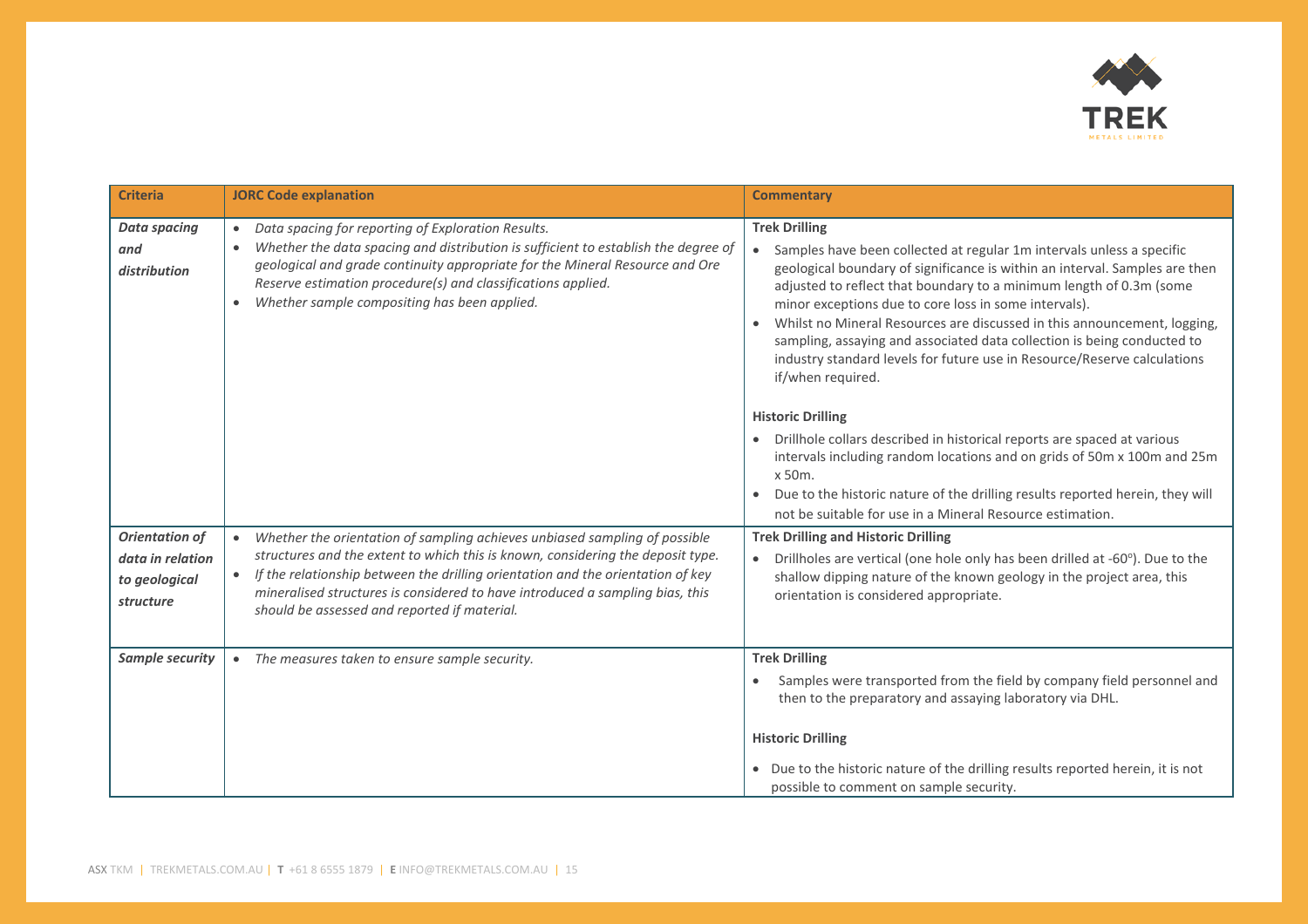| Criteria | JORC Code explanation | Commentary |
|---|---|---|
| ***Data spacing and distribution*** | • *Data spacing for reporting of Exploration Results.*<br>• *Whether the data spacing and distribution is sufficient to establish the degree of geological and grade continuity appropriate for the Mineral Resource and Ore Reserve estimation procedure(s) and classifications applied.*<br>• *Whether sample compositing has been applied.* | **Trek Drilling**<br>• Samples have been collected at regular 1m intervals unless a specific geological boundary of significance is within an interval. Samples are then adjusted to reflect that boundary to a minimum length of 0.3m (some minor exceptions due to core loss in some intervals).<br>• Whilst no Mineral Resources are discussed in this announcement, logging, sampling, assaying and associated data collection is being conducted to industry standard levels for future use in Resource/Reserve calculations if/when required.<br><br>**Historic Drilling**<br>• Drillhole collars described in historical reports are spaced at various intervals including random locations and on grids of 50m x 100m and 25m x 50m.<br>• Due to the historic nature of the drilling results reported herein, they will not be suitable for use in a Mineral Resource estimation. |
| ***Orientation of data in relation to geological structure*** | • *Whether the orientation of sampling achieves unbiased sampling of possible structures and the extent to which this is known, considering the deposit type.*<br>• *If the relationship between the drilling orientation and the orientation of key mineralised structures is considered to have introduced a sampling bias, this should be assessed and reported if material.* | **Trek Drilling and Historic Drilling**<br>• Drillholes are vertical (one hole only has been drilled at -60°). Due to the shallow dipping nature of the known geology in the project area, this orientation is considered appropriate. |
| ***Sample security*** | • *The measures taken to ensure sample security.* | **Trek Drilling**<br>• Samples were transported from the field by company field personnel and then to the preparatory and assaying laboratory via DHL.<br><br>**Historic Drilling**<br>• Due to the historic nature of the drilling results reported herein, it is not possible to comment on sample security. |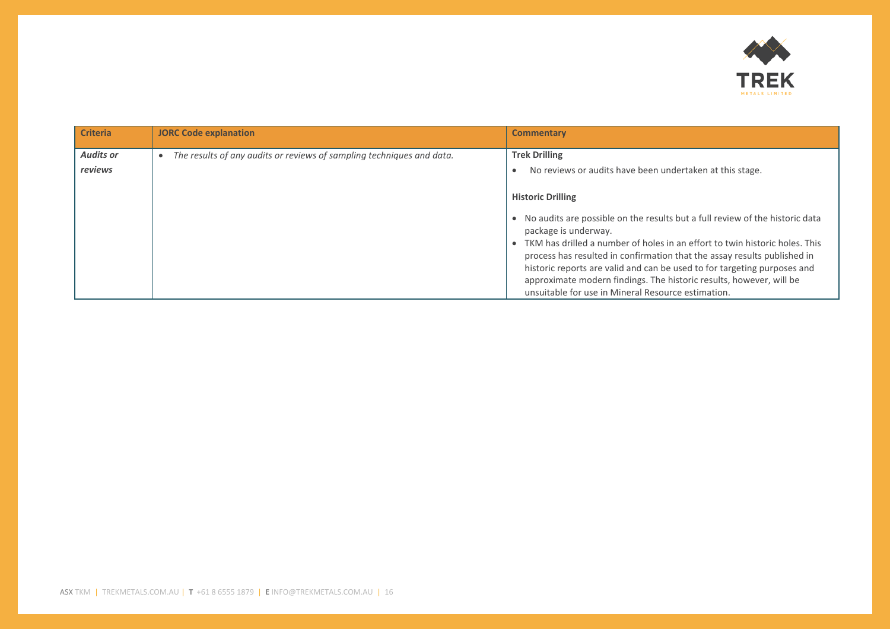| Criteria | JORC Code explanation | Commentary |
|---|---|---|
| *Audits or reviews* | • *The results of any audits or reviews of sampling techniques and data.* | **Trek Drilling**<br>• No reviews or audits have been undertaken at this stage.<br><br>**Historic Drilling**<br>• No audits are possible on the results but a full review of the historic data package is underway.<br>• TKM has drilled a number of holes in an effort to twin historic holes. This process has resulted in confirmation that the assay results published in historic reports are valid and can be used to for targeting purposes and approximate modern findings. The historic results, however, will be unsuitable for use in Mineral Resource estimation. |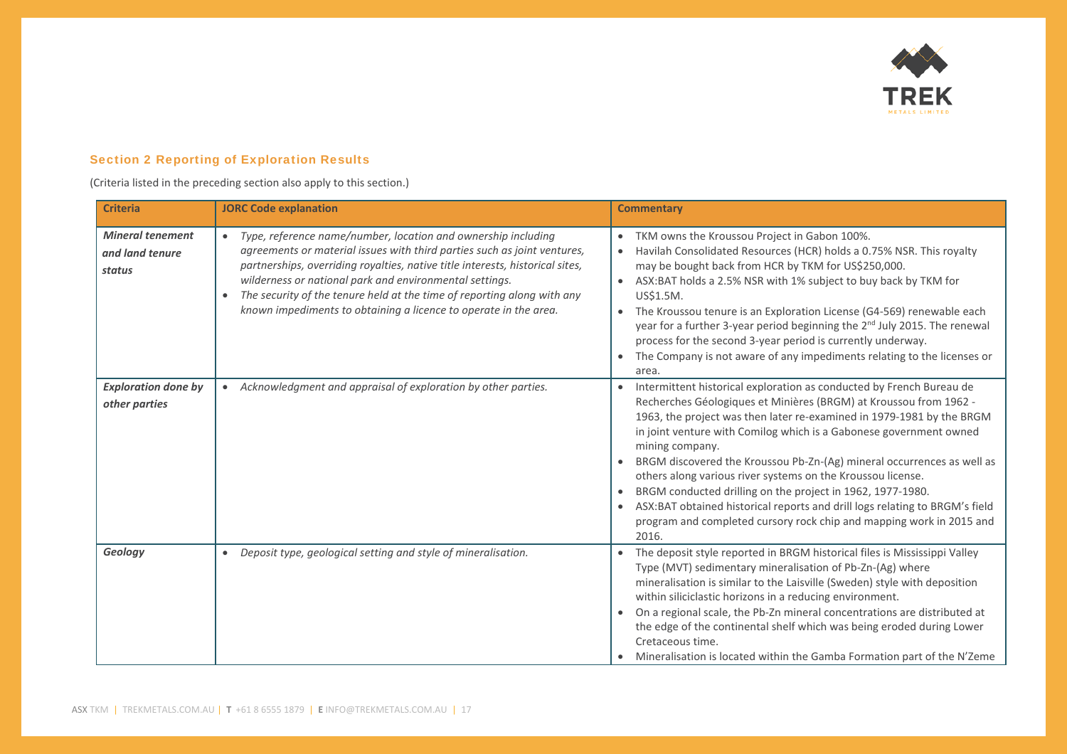## Section 2 Reporting of Exploration Results

(Criteria listed in the preceding section also apply to this section.)

| Criteria | JORC Code explanation | Commentary |
|---|---|---|
| ***Mineral tenement and land tenure status*** | • *Type, reference name/number, location and ownership including agreements or material issues with third parties such as joint ventures, partnerships, overriding royalties, native title interests, historical sites, wilderness or national park and environmental settings.*<br>• *The security of the tenure held at the time of reporting along with any known impediments to obtaining a licence to operate in the area.* | • TKM owns the Kroussou Project in Gabon 100%.<br>• Havilah Consolidated Resources (HCR) holds a 0.75% NSR. This royalty may be bought back from HCR by TKM for US$250,000.<br>• ASX:BAT holds a 2.5% NSR with 1% subject to buy back by TKM for US$1.5M.<br>• The Kroussou tenure is an Exploration License (G4-569) renewable each year for a further 3-year period beginning the 2nd July 2015. The renewal process for the second 3-year period is currently underway.<br>• The Company is not aware of any impediments relating to the licenses or area. |
| ***Exploration done by other parties*** | • *Acknowledgment and appraisal of exploration by other parties.* | • Intermittent historical exploration as conducted by French Bureau de Recherches Géologiques et Minières (BRGM) at Kroussou from 1962 - 1963, the project was then later re-examined in 1979-1981 by the BRGM in joint venture with Comilog which is a Gabonese government owned mining company.<br>• BRGM discovered the Kroussou Pb-Zn-(Ag) mineral occurrences as well as others along various river systems on the Kroussou license.<br>• BRGM conducted drilling on the project in 1962, 1977-1980.<br>• ASX:BAT obtained historical reports and drill logs relating to BRGM's field program and completed cursory rock chip and mapping work in 2015 and 2016. |
| ***Geology*** | • *Deposit type, geological setting and style of mineralisation.* | • The deposit style reported in BRGM historical files is Mississippi Valley Type (MVT) sedimentary mineralisation of Pb-Zn-(Ag) where mineralisation is similar to the Laisville (Sweden) style with deposition within siliciclastic horizons in a reducing environment.<br>• On a regional scale, the Pb-Zn mineral concentrations are distributed at the edge of the continental shelf which was being eroded during Lower Cretaceous time.<br>• Mineralisation is located within the Gamba Formation part of the N'Zeme |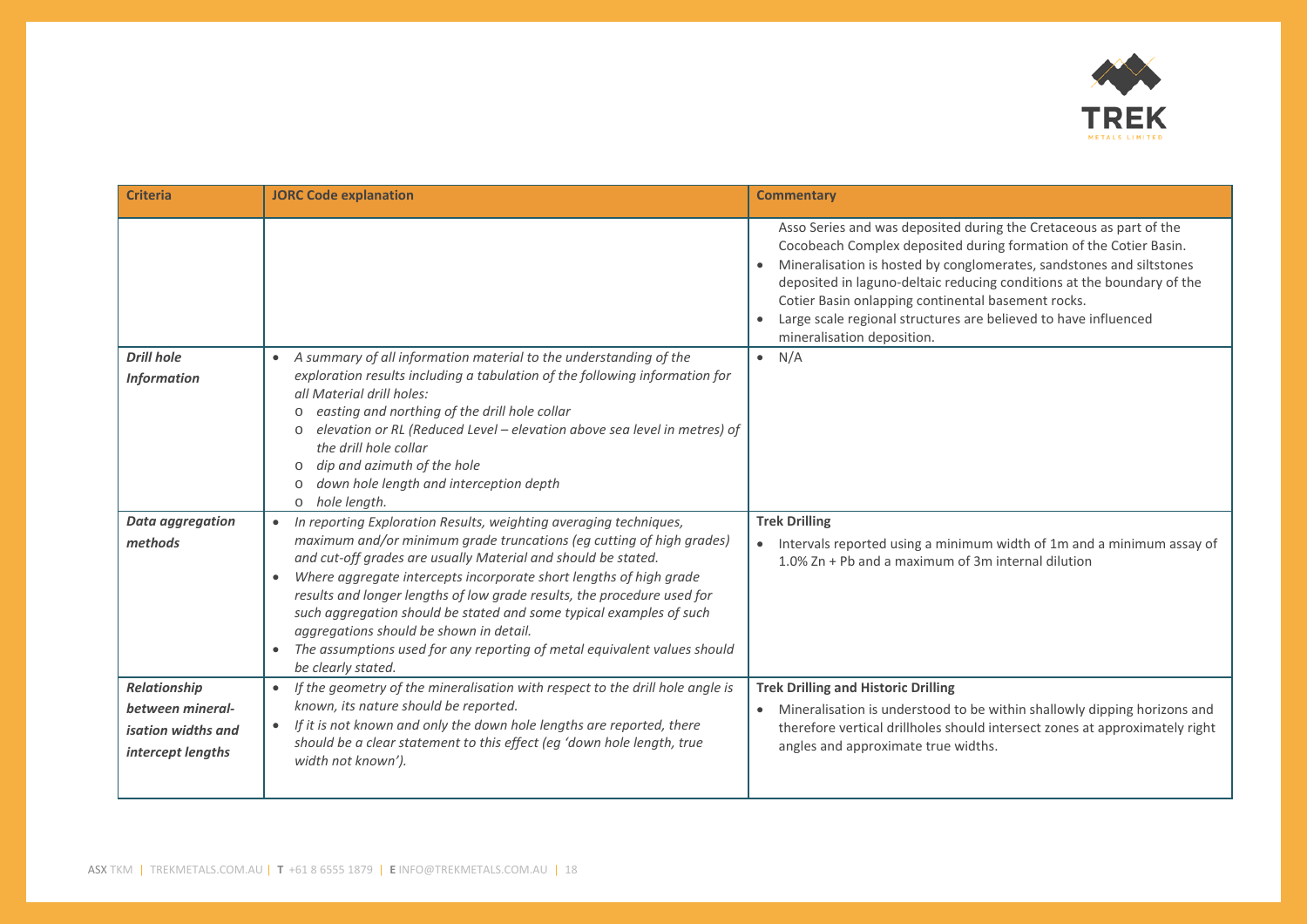| Criteria | JORC Code explanation | Commentary |
|---|---|---|
| | | Asso Series and was deposited during the Cretaceous as part of the Cocobeach Complex deposited during formation of the Cotier Basin.<br>• Mineralisation is hosted by conglomerates, sandstones and siltstones deposited in laguno-deltaic reducing conditions at the boundary of the Cotier Basin onlapping continental basement rocks.<br>• Large scale regional structures are believed to have influenced mineralisation deposition. |
| ***Drill hole Information*** | • *A summary of all information material to the understanding of the exploration results including a tabulation of the following information for all Material drill holes:*<br>o *easting and northing of the drill hole collar*<br>o *elevation or RL (Reduced Level – elevation above sea level in metres) of the drill hole collar*<br>o *dip and azimuth of the hole*<br>o *down hole length and interception depth*<br>o *hole length.* | • N/A |
| ***Data aggregation methods*** | • *In reporting Exploration Results, weighting averaging techniques, maximum and/or minimum grade truncations (eg cutting of high grades) and cut-off grades are usually Material and should be stated.*<br>• *Where aggregate intercepts incorporate short lengths of high grade results and longer lengths of low grade results, the procedure used for such aggregation should be stated and some typical examples of such aggregations should be shown in detail.*<br>• *The assumptions used for any reporting of metal equivalent values should be clearly stated.* | **Trek Drilling**<br>• Intervals reported using a minimum width of 1m and a minimum assay of 1.0% Zn + Pb and a maximum of 3m internal dilution |
| ***Relationship between mineral-isation widths and intercept lengths*** | • *If the geometry of the mineralisation with respect to the drill hole angle is known, its nature should be reported.*<br>• *If it is not known and only the down hole lengths are reported, there should be a clear statement to this effect (eg 'down hole length, true width not known').* | **Trek Drilling and Historic Drilling**<br>• Mineralisation is understood to be within shallowly dipping horizons and therefore vertical drillholes should intersect zones at approximately right angles and approximate true widths. |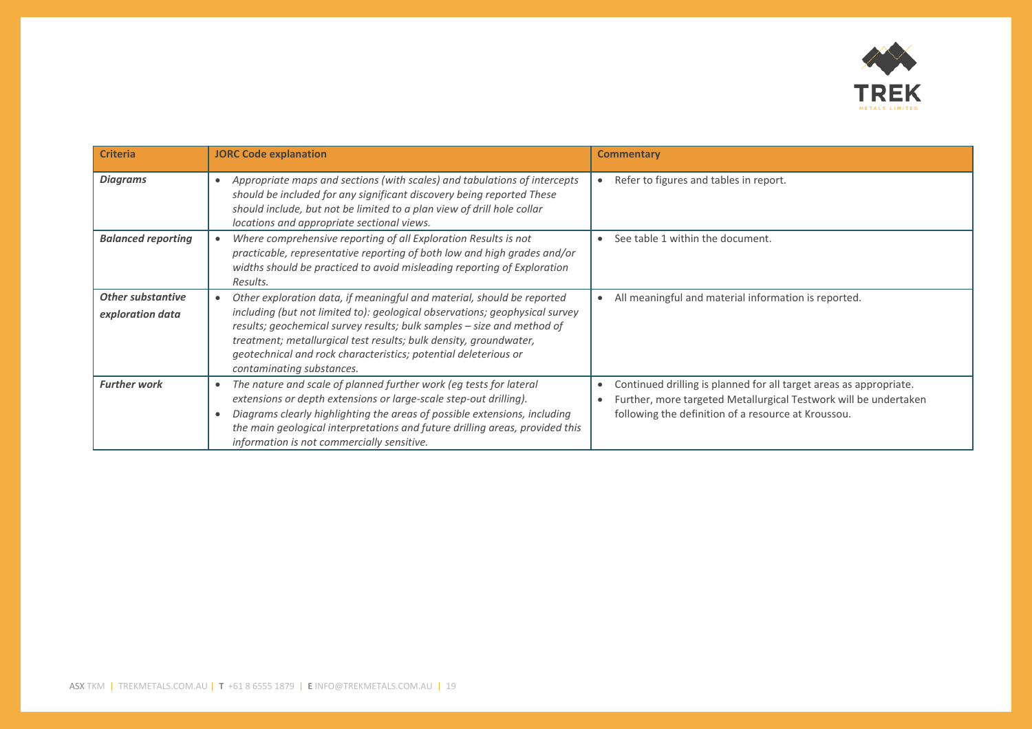| Criteria | JORC Code explanation | Commentary |
|---|---|---|
| ***Diagrams*** | • *Appropriate maps and sections (with scales) and tabulations of intercepts should be included for any significant discovery being reported These should include, but not be limited to a plan view of drill hole collar locations and appropriate sectional views.* | • Refer to figures and tables in report. |
| ***Balanced reporting*** | • *Where comprehensive reporting of all Exploration Results is not practicable, representative reporting of both low and high grades and/or widths should be practiced to avoid misleading reporting of Exploration Results.* | • See table 1 within the document. |
| ***Other substantive exploration data*** | • *Other exploration data, if meaningful and material, should be reported including (but not limited to): geological observations; geophysical survey results; geochemical survey results; bulk samples – size and method of treatment; metallurgical test results; bulk density, groundwater, geotechnical and rock characteristics; potential deleterious or contaminating substances.* | • All meaningful and material information is reported. |
| ***Further work*** | • *The nature and scale of planned further work (eg tests for lateral extensions or depth extensions or large-scale step-out drilling).* <br> • *Diagrams clearly highlighting the areas of possible extensions, including the main geological interpretations and future drilling areas, provided this information is not commercially sensitive.* | • Continued drilling is planned for all target areas as appropriate. <br> • Further, more targeted Metallurgical Testwork will be undertaken following the definition of a resource at Kroussou. |